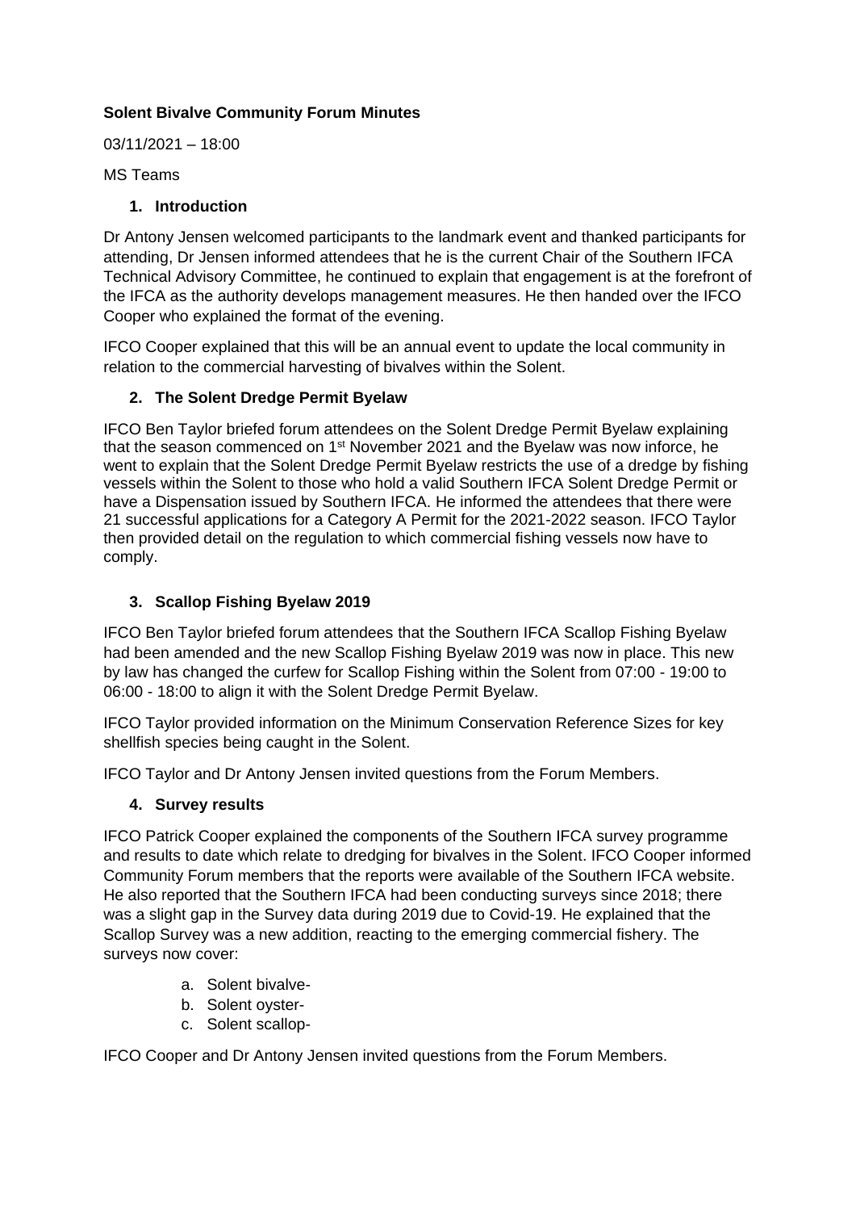**Solent Bivalve Community Forum Minutes**

03/11/2021 – 18:00

MS Teams

1. **Introduction**

Dr Antony Jensen welcomed participants to the landmark event and thanked participants for attending, Dr Jensen informed attendees that he is the current Chair of the Southern IFCA Technical Advisory Committee, he continued to explain that engagement is at the forefront of the IFCA as the authority develops management measures. He then handed over the IFCO Cooper who explained the format of the evening.

IFCO Cooper explained that this will be an annual event to update the local community in relation to the commercial harvesting of bivalves within the Solent.

2. **The Solent Dredge Permit Byelaw**

IFCO Ben Taylor briefed forum attendees on the Solent Dredge Permit Byelaw explaining that the season commenced on 1st November 2021 and the Byelaw was now inforce, he went to explain that the Solent Dredge Permit Byelaw restricts the use of a dredge by fishing vessels within the Solent to those who hold a valid Southern IFCA Solent Dredge Permit or have a Dispensation issued by Southern IFCA. He informed the attendees that there were 21 successful applications for a Category A Permit for the 2021-2022 season. IFCO Taylor then provided detail on the regulation to which commercial fishing vessels now have to comply.

3. **Scallop Fishing Byelaw 2019**

IFCO Ben Taylor briefed forum attendees that the Southern IFCA Scallop Fishing Byelaw had been amended and the new Scallop Fishing Byelaw 2019 was now in place. This new by law has changed the curfew for Scallop Fishing within the Solent from 07:00 - 19:00 to 06:00 - 18:00 to align it with the Solent Dredge Permit Byelaw.

IFCO Taylor provided information on the Minimum Conservation Reference Sizes for key shellfish species being caught in the Solent.

IFCO Taylor and Dr Antony Jensen invited questions from the Forum Members.

4. **Survey results**

IFCO Patrick Cooper explained the components of the Southern IFCA survey programme and results to date which relate to dredging for bivalves in the Solent. IFCO Cooper informed Community Forum members that the reports were available of the Southern IFCA website. He also reported that the Southern IFCA had been conducting surveys since 2018; there was a slight gap in the Survey data during 2019 due to Covid-19. He explained that the Scallop Survey was a new addition, reacting to the emerging commercial fishery. The surveys now cover:

a. Solent bivalve-
b. Solent oyster-
c. Solent scallop-

IFCO Cooper and Dr Antony Jensen invited questions from the Forum Members.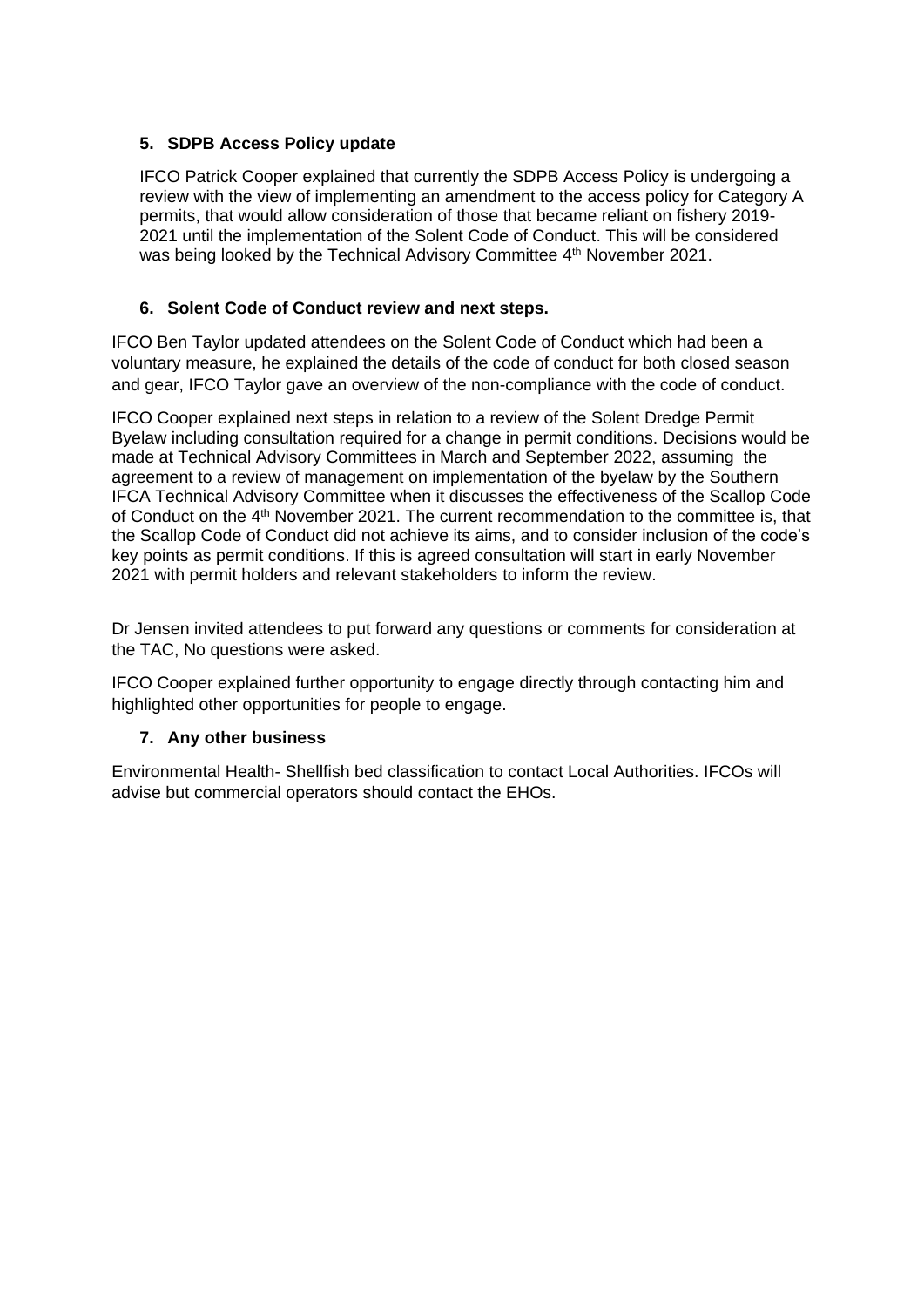## 5. SDPB Access Policy update

IFCO Patrick Cooper explained that currently the SDPB Access Policy is undergoing a review with the view of implementing an amendment to the access policy for Category A permits, that would allow consideration of those that became reliant on fishery 2019-2021 until the implementation of the Solent Code of Conduct. This will be considered was being looked by the Technical Advisory Committee 4th November 2021.

## 6. Solent Code of Conduct review and next steps.

IFCO Ben Taylor updated attendees on the Solent Code of Conduct which had been a voluntary measure, he explained the details of the code of conduct for both closed season and gear, IFCO Taylor gave an overview of the non-compliance with the code of conduct.

IFCO Cooper explained next steps in relation to a review of the Solent Dredge Permit Byelaw including consultation required for a change in permit conditions. Decisions would be made at Technical Advisory Committees in March and September 2022, assuming the agreement to a review of management on implementation of the byelaw by the Southern IFCA Technical Advisory Committee when it discusses the effectiveness of the Scallop Code of Conduct on the 4th November 2021. The current recommendation to the committee is, that the Scallop Code of Conduct did not achieve its aims, and to consider inclusion of the code's key points as permit conditions. If this is agreed consultation will start in early November 2021 with permit holders and relevant stakeholders to inform the review.

Dr Jensen invited attendees to put forward any questions or comments for consideration at the TAC, No questions were asked.

IFCO Cooper explained further opportunity to engage directly through contacting him and highlighted other opportunities for people to engage.

## 7. Any other business

Environmental Health- Shellfish bed classification to contact Local Authorities. IFCOs will advise but commercial operators should contact the EHOs.